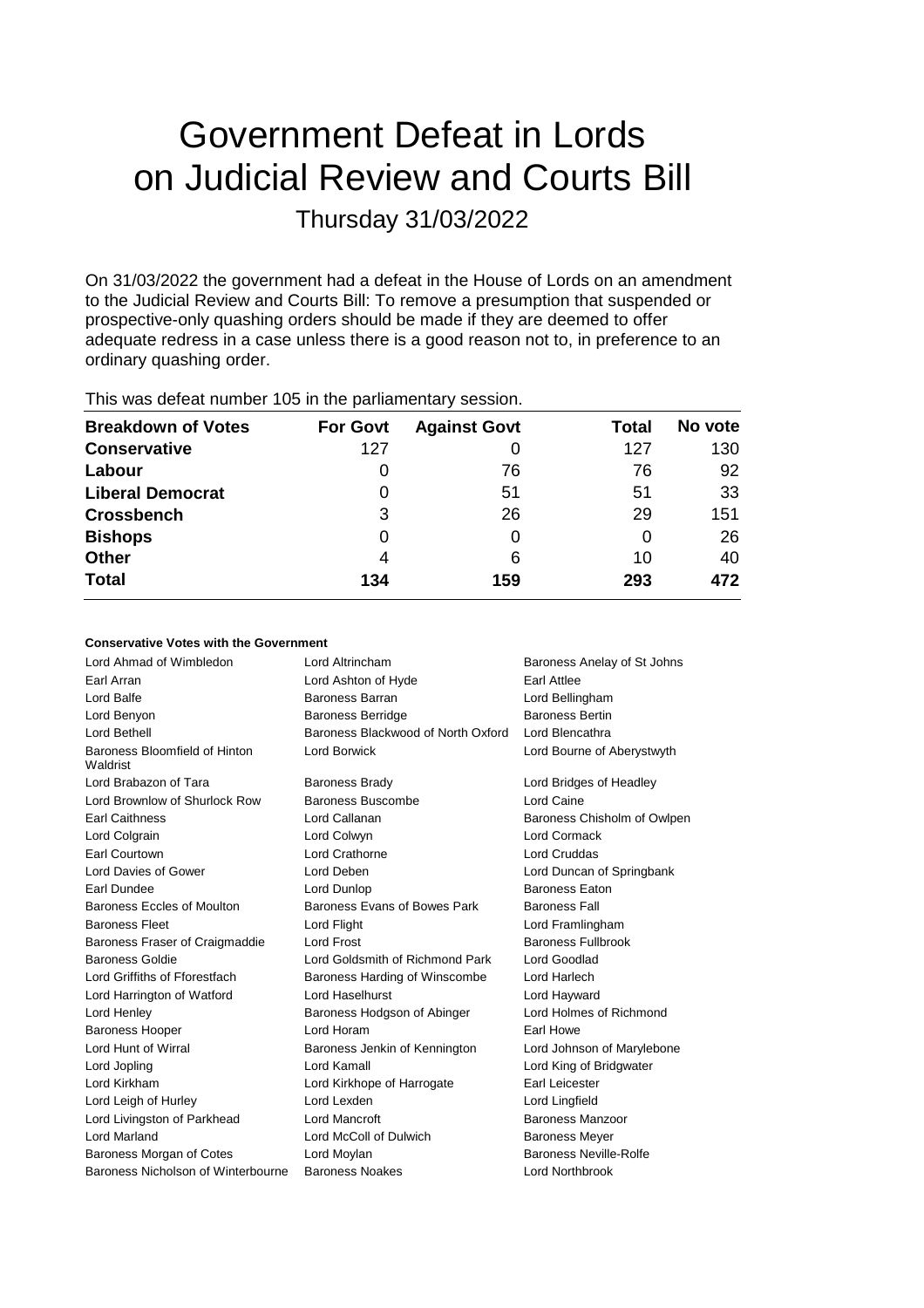# Government Defeat in Lords on Judicial Review and Courts Bill

Thursday 31/03/2022

On 31/03/2022 the government had a defeat in the House of Lords on an amendment to the Judicial Review and Courts Bill: To remove a presumption that suspended or prospective-only quashing orders should be made if they are deemed to offer adequate redress in a case unless there is a good reason not to, in preference to an ordinary quashing order.

This was defeat number 105 in the parliamentary session.

| Breakdown of Votes | For Govt | Against Govt | Total | No vote |
|---|---|---|---|---|
| **Conservative** | 127 | 0 | 127 | 130 |
| **Labour** | 0 | 76 | 76 | 92 |
| **Liberal Democrat** | 0 | 51 | 51 | 33 |
| **Crossbench** | 3 | 26 | 29 | 151 |
| **Bishops** | 0 | 0 | 0 | 26 |
| **Other** | 4 | 6 | 10 | 40 |
| **Total** | **134** | **159** | **293** | **472** |

**Conservative Votes with the Government**

| | | |
|---|---|---|
| Lord Ahmad of Wimbledon | Lord Altrincham | Baroness Anelay of St Johns |
| Earl Arran | Lord Ashton of Hyde | Earl Attlee |
| Lord Balfe | Baroness Barran | Lord Bellingham |
| Lord Benyon | Baroness Berridge | Baroness Bertin |
| Lord Bethell | Baroness Blackwood of North Oxford | Lord Blencathra |
| Baroness Bloomfield of Hinton Waldrist | Lord Borwick | Lord Bourne of Aberystwyth |
| Lord Brabazon of Tara | Baroness Brady | Lord Bridges of Headley |
| Lord Brownlow of Shurlock Row | Baroness Buscombe | Lord Caine |
| Earl Caithness | Lord Callanan | Baroness Chisholm of Owlpen |
| Lord Colgrain | Lord Colwyn | Lord Cormack |
| Earl Courtown | Lord Crathorne | Lord Cruddas |
| Lord Davies of Gower | Lord Deben | Lord Duncan of Springbank |
| Earl Dundee | Lord Dunlop | Baroness Eaton |
| Baroness Eccles of Moulton | Baroness Evans of Bowes Park | Baroness Fall |
| Baroness Fleet | Lord Flight | Lord Framlingham |
| Baroness Fraser of Craigmaddie | Lord Frost | Baroness Fullbrook |
| Baroness Goldie | Lord Goldsmith of Richmond Park | Lord Goodlad |
| Lord Griffiths of Fforestfach | Baroness Harding of Winscombe | Lord Harlech |
| Lord Harrington of Watford | Lord Haselhurst | Lord Hayward |
| Lord Henley | Baroness Hodgson of Abinger | Lord Holmes of Richmond |
| Baroness Hooper | Lord Horam | Earl Howe |
| Lord Hunt of Wirral | Baroness Jenkin of Kennington | Lord Johnson of Marylebone |
| Lord Jopling | Lord Kamall | Lord King of Bridgwater |
| Lord Kirkham | Lord Kirkhope of Harrogate | Earl Leicester |
| Lord Leigh of Hurley | Lord Lexden | Lord Lingfield |
| Lord Livingston of Parkhead | Lord Mancroft | Baroness Manzoor |
| Lord Marland | Lord McColl of Dulwich | Baroness Meyer |
| Baroness Morgan of Cotes | Lord Moylan | Baroness Neville-Rolfe |
| Baroness Nicholson of Winterbourne | Baroness Noakes | Lord Northbrook |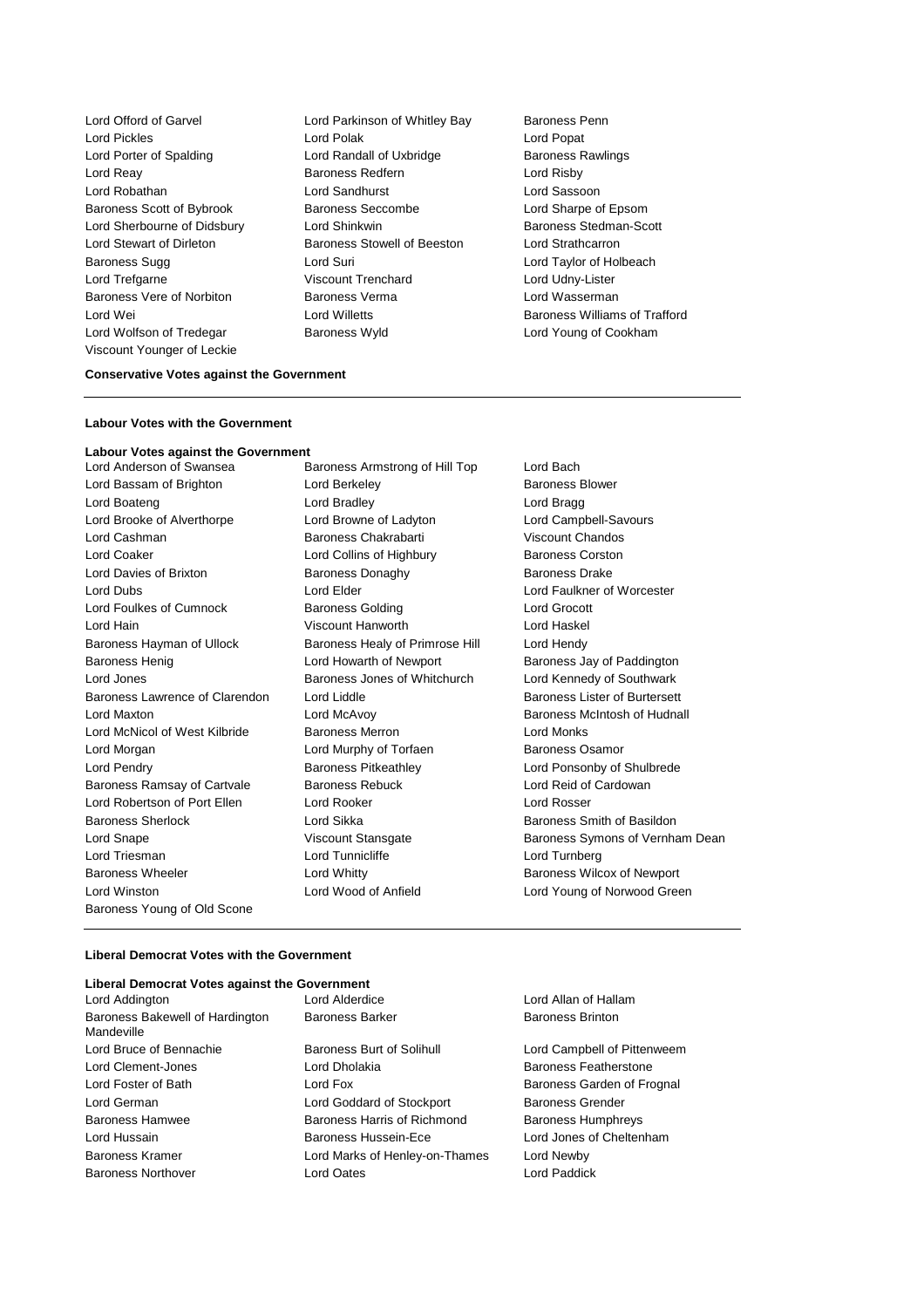Lord Offord of Garvel
Lord Parkinson of Whitley Bay
Baroness Penn
Lord Pickles
Lord Polak
Lord Popat
Lord Porter of Spalding
Lord Randall of Uxbridge
Baroness Rawlings
Lord Reay
Baroness Redfern
Lord Risby
Lord Robathan
Lord Sandhurst
Lord Sassoon
Baroness Scott of Bybrook
Baroness Seccombe
Lord Sharpe of Epsom
Lord Sherbourne of Didsbury
Lord Shinkwin
Baroness Stedman-Scott
Lord Stewart of Dirleton
Baroness Stowell of Beeston
Lord Strathcarron
Baroness Sugg
Lord Suri
Lord Taylor of Holbeach
Lord Trefgarne
Viscount Trenchard
Lord Udny-Lister
Baroness Vere of Norbiton
Baroness Verma
Lord Wasserman
Lord Wei
Lord Willetts
Baroness Williams of Trafford
Lord Wolfson of Tredegar
Baroness Wyld
Lord Young of Cookham
Viscount Younger of Leckie

**Conservative Votes against the Government**

---

**Labour Votes with the Government**

**Labour Votes against the Government**

Lord Anderson of Swansea
Baroness Armstrong of Hill Top
Lord Bach
Lord Bassam of Brighton
Lord Berkeley
Baroness Blower
Lord Boateng
Lord Bradley
Lord Bragg
Lord Brooke of Alverthorpe
Lord Browne of Ladyton
Lord Campbell-Savours
Lord Cashman
Baroness Chakrabarti
Viscount Chandos
Lord Coaker
Lord Collins of Highbury
Baroness Corston
Lord Davies of Brixton
Baroness Donaghy
Baroness Drake
Lord Dubs
Lord Elder
Lord Faulkner of Worcester
Lord Foulkes of Cumnock
Baroness Golding
Lord Grocott
Lord Hain
Viscount Hanworth
Lord Haskel
Baroness Hayman of Ullock
Baroness Healy of Primrose Hill
Lord Hendy
Baroness Henig
Lord Howarth of Newport
Baroness Jay of Paddington
Lord Jones
Baroness Jones of Whitchurch
Lord Kennedy of Southwark
Baroness Lawrence of Clarendon
Lord Liddle
Baroness Lister of Burtersett
Lord Maxton
Lord McAvoy
Baroness McIntosh of Hudnall
Lord McNicol of West Kilbride
Baroness Merron
Lord Monks
Lord Morgan
Lord Murphy of Torfaen
Baroness Osamor
Lord Pendry
Baroness Pitkeathley
Lord Ponsonby of Shulbrede
Baroness Ramsay of Cartvale
Baroness Rebuck
Lord Reid of Cardowan
Lord Robertson of Port Ellen
Lord Rooker
Lord Rosser
Baroness Sherlock
Lord Sikka
Baroness Smith of Basildon
Lord Snape
Viscount Stansgate
Baroness Symons of Vernham Dean
Lord Triesman
Lord Tunnicliffe
Lord Turnberg
Baroness Wheeler
Lord Whitty
Baroness Wilcox of Newport
Lord Winston
Lord Wood of Anfield
Lord Young of Norwood Green
Baroness Young of Old Scone

---

**Liberal Democrat Votes with the Government**

**Liberal Democrat Votes against the Government**

Lord Addington
Lord Alderdice
Lord Allan of Hallam
Baroness Bakewell of Hardington Mandeville
Baroness Barker
Baroness Brinton
Lord Bruce of Bennachie
Baroness Burt of Solihull
Lord Campbell of Pittenweem
Lord Clement-Jones
Lord Dholakia
Baroness Featherstone
Lord Foster of Bath
Lord Fox
Baroness Garden of Frognal
Lord German
Lord Goddard of Stockport
Baroness Grender
Baroness Hamwee
Baroness Harris of Richmond
Baroness Humphreys
Lord Hussain
Baroness Hussein-Ece
Lord Jones of Cheltenham
Baroness Kramer
Lord Marks of Henley-on-Thames
Lord Newby
Baroness Northover
Lord Oates
Lord Paddick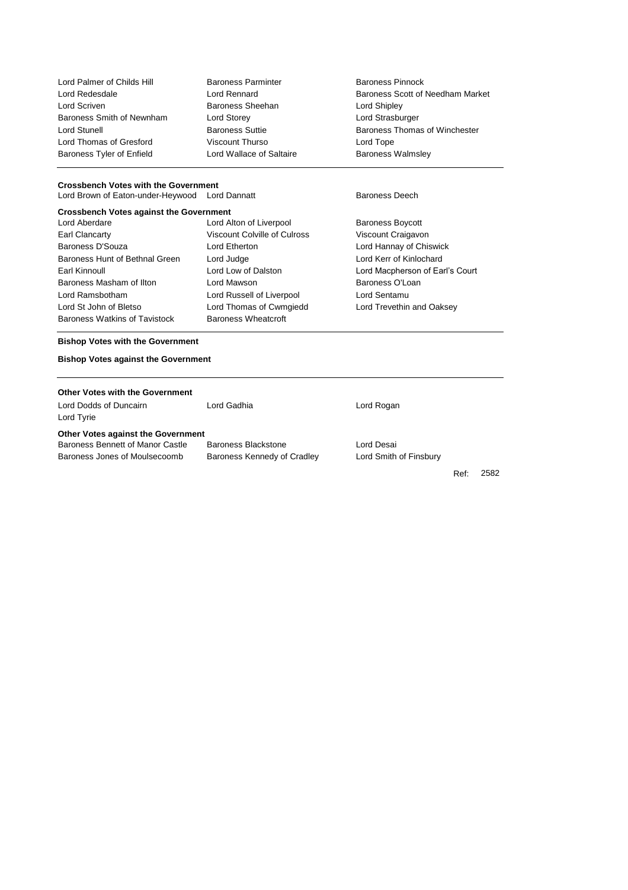| | | |
|---|---|---|
| Lord Palmer of Childs Hill | Baroness Parminter | Baroness Pinnock |
| Lord Redesdale | Lord Rennard | Baroness Scott of Needham Market |
| Lord Scriven | Baroness Sheehan | Lord Shipley |
| Baroness Smith of Newnham | Lord Storey | Lord Strasburger |
| Lord Stunell | Baroness Suttie | Baroness Thomas of Winchester |
| Lord Thomas of Gresford | Viscount Thurso | Lord Tope |
| Baroness Tyler of Enfield | Lord Wallace of Saltaire | Baroness Walmsley |

**Crossbench Votes with the Government**

| | | |
|---|---|---|
| Lord Brown of Eaton-under-Heywood | Lord Dannatt | Baroness Deech |

**Crossbench Votes against the Government**

| | | |
|---|---|---|
| Lord Aberdare | Lord Alton of Liverpool | Baroness Boycott |
| Earl Clancarty | Viscount Colville of Culross | Viscount Craigavon |
| Baroness D'Souza | Lord Etherton | Lord Hannay of Chiswick |
| Baroness Hunt of Bethnal Green | Lord Judge | Lord Kerr of Kinlochard |
| Earl Kinnoull | Lord Low of Dalston | Lord Macpherson of Earl's Court |
| Baroness Masham of Ilton | Lord Mawson | Baroness O'Loan |
| Lord Ramsbotham | Lord Russell of Liverpool | Lord Sentamu |
| Lord St John of Bletso | Lord Thomas of Cwmgiedd | Lord Trevethin and Oaksey |
| Baroness Watkins of Tavistock | Baroness Wheatcroft | |

**Bishop Votes with the Government**

**Bishop Votes against the Government**

**Other Votes with the Government**

| | | |
|---|---|---|
| Lord Dodds of Duncairn | Lord Gadhia | Lord Rogan |
| Lord Tyrie | | |

**Other Votes against the Government**

| | | |
|---|---|---|
| Baroness Bennett of Manor Castle | Baroness Blackstone | Lord Desai |
| Baroness Jones of Moulsecoomb | Baroness Kennedy of Cradley | Lord Smith of Finsbury |

Ref: 2582